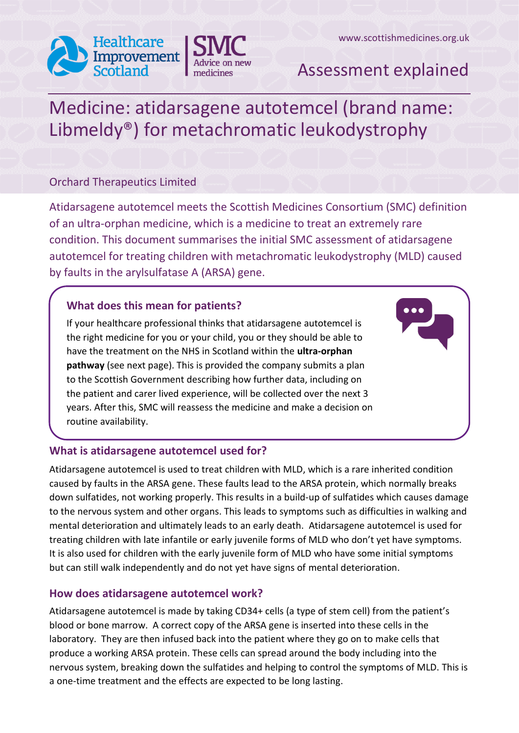Healthcare Improvement Scotland | SMC Advice on new medicines

www.scottishmedicines.org.uk

Assessment explained

# Medicine: atidarsagene autotemcel (brand name: Libmeldy®) for metachromatic leukodystrophy

Orchard Therapeutics Limited

Atidarsagene autotemcel meets the Scottish Medicines Consortium (SMC) definition of an ultra-orphan medicine, which is a medicine to treat an extremely rare condition. This document summarises the initial SMC assessment of atidarsagene autotemcel for treating children with metachromatic leukodystrophy (MLD) caused by faults in the arylsulfatase A (ARSA) gene.

## What does this mean for patients?

If your healthcare professional thinks that atidarsagene autotemcel is the right medicine for you or your child, you or they should be able to have the treatment on the NHS in Scotland within the **ultra-orphan pathway** (see next page). This is provided the company submits a plan to the Scottish Government describing how further data, including on the patient and carer lived experience, will be collected over the next 3 years. After this, SMC will reassess the medicine and make a decision on routine availability.

## What is atidarsagene autotemcel used for?

Atidarsagene autotemcel is used to treat children with MLD, which is a rare inherited condition caused by faults in the ARSA gene. These faults lead to the ARSA protein, which normally breaks down sulfatides, not working properly. This results in a build-up of sulfatides which causes damage to the nervous system and other organs. This leads to symptoms such as difficulties in walking and mental deterioration and ultimately leads to an early death. Atidarsagene autotemcel is used for treating children with late infantile or early juvenile forms of MLD who don't yet have symptoms. It is also used for children with the early juvenile form of MLD who have some initial symptoms but can still walk independently and do not yet have signs of mental deterioration.

## How does atidarsagene autotemcel work?

Atidarsagene autotemcel is made by taking CD34+ cells (a type of stem cell) from the patient's blood or bone marrow. A correct copy of the ARSA gene is inserted into these cells in the laboratory. They are then infused back into the patient where they go on to make cells that produce a working ARSA protein. These cells can spread around the body including into the nervous system, breaking down the sulfatides and helping to control the symptoms of MLD. This is a one-time treatment and the effects are expected to be long lasting.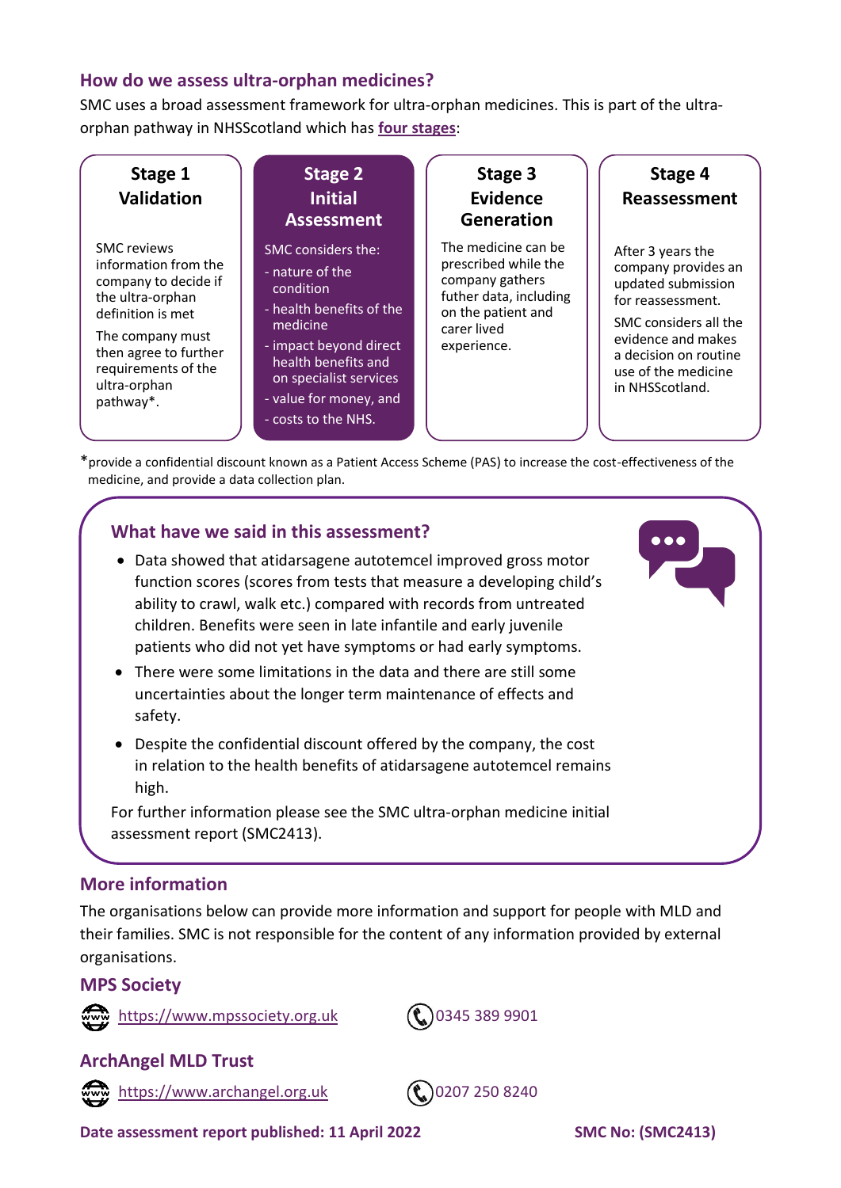## How do we assess ultra-orphan medicines?

SMC uses a broad assessment framework for ultra-orphan medicines. This is part of the ultra-orphan pathway in NHSScotland which has **four stages**:

**Stage 1 Validation**

SMC reviews information from the company to decide if the ultra-orphan definition is met

The company must then agree to further requirements of the ultra-orphan pathway*.

**Stage 2 Initial Assessment**

SMC considers the:

- nature of the condition
- health benefits of the medicine
- impact beyond direct health benefits and on specialist services
- value for money, and
- costs to the NHS.

**Stage 3 Evidence Generation**

The medicine can be prescribed while the company gathers futher data, including on the patient and carer lived experience.

**Stage 4 Reassessment**

After 3 years the company provides an updated submission for reassessment.

SMC considers all the evidence and makes a decision on routine use of the medicine in NHSScotland.

*provide a confidential discount known as a Patient Access Scheme (PAS) to increase the cost-effectiveness of the medicine, and provide a data collection plan.

## What have we said in this assessment?

- Data showed that atidarsagene autotemcel improved gross motor function scores (scores from tests that measure a developing child's ability to crawl, walk etc.) compared with records from untreated children. Benefits were seen in late infantile and early juvenile patients who did not yet have symptoms or had early symptoms.
- There were some limitations in the data and there are still some uncertainties about the longer term maintenance of effects and safety.
- Despite the confidential discount offered by the company, the cost in relation to the health benefits of atidarsagene autotemcel remains high.

For further information please see the SMC ultra-orphan medicine initial assessment report (SMC2413).

## More information

The organisations below can provide more information and support for people with MLD and their families. SMC is not responsible for the content of any information provided by external organisations.

### MPS Society

https://www.mpssociety.org.uk    0345 389 9901

### ArchAngel MLD Trust

https://www.archangel.org.uk    0207 250 8240

**Date assessment report published: 11 April 2022**    **SMC No: (SMC2413)**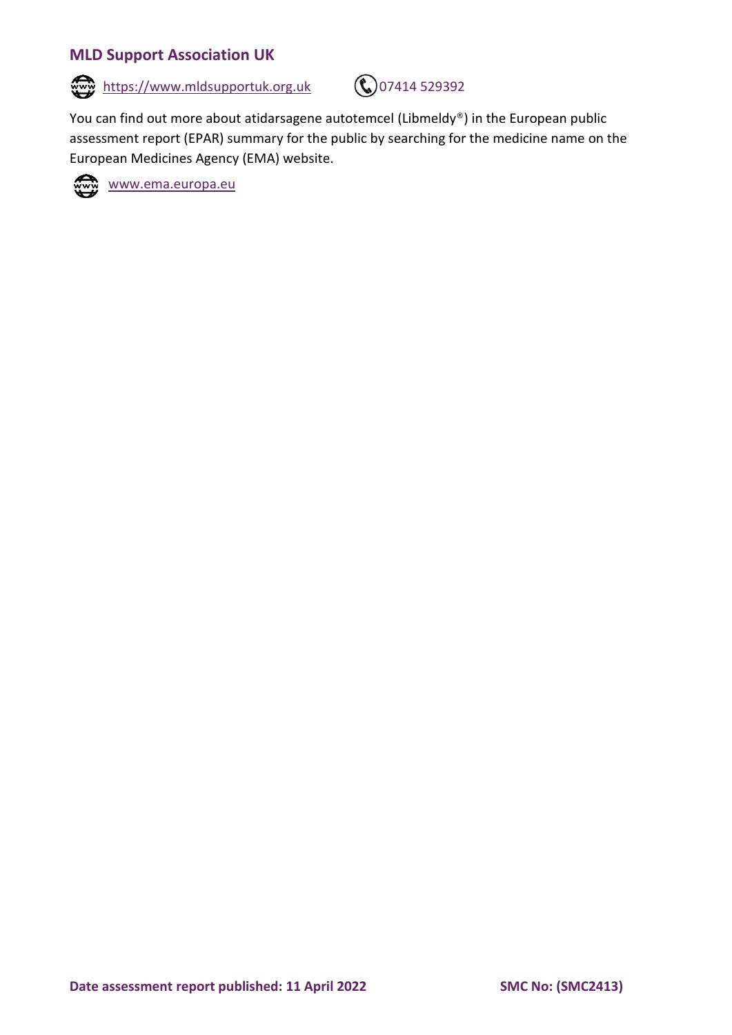## MLD Support Association UK

https://www.mldsupportuk.org.uk 07414 529392

You can find out more about atidarsagene autotemcel (Libmeldy®) in the European public assessment report (EPAR) summary for the public by searching for the medicine name on the European Medicines Agency (EMA) website.

www.ema.europa.eu

**Date assessment report published: 11 April 2022** **SMC No: (SMC2413)**